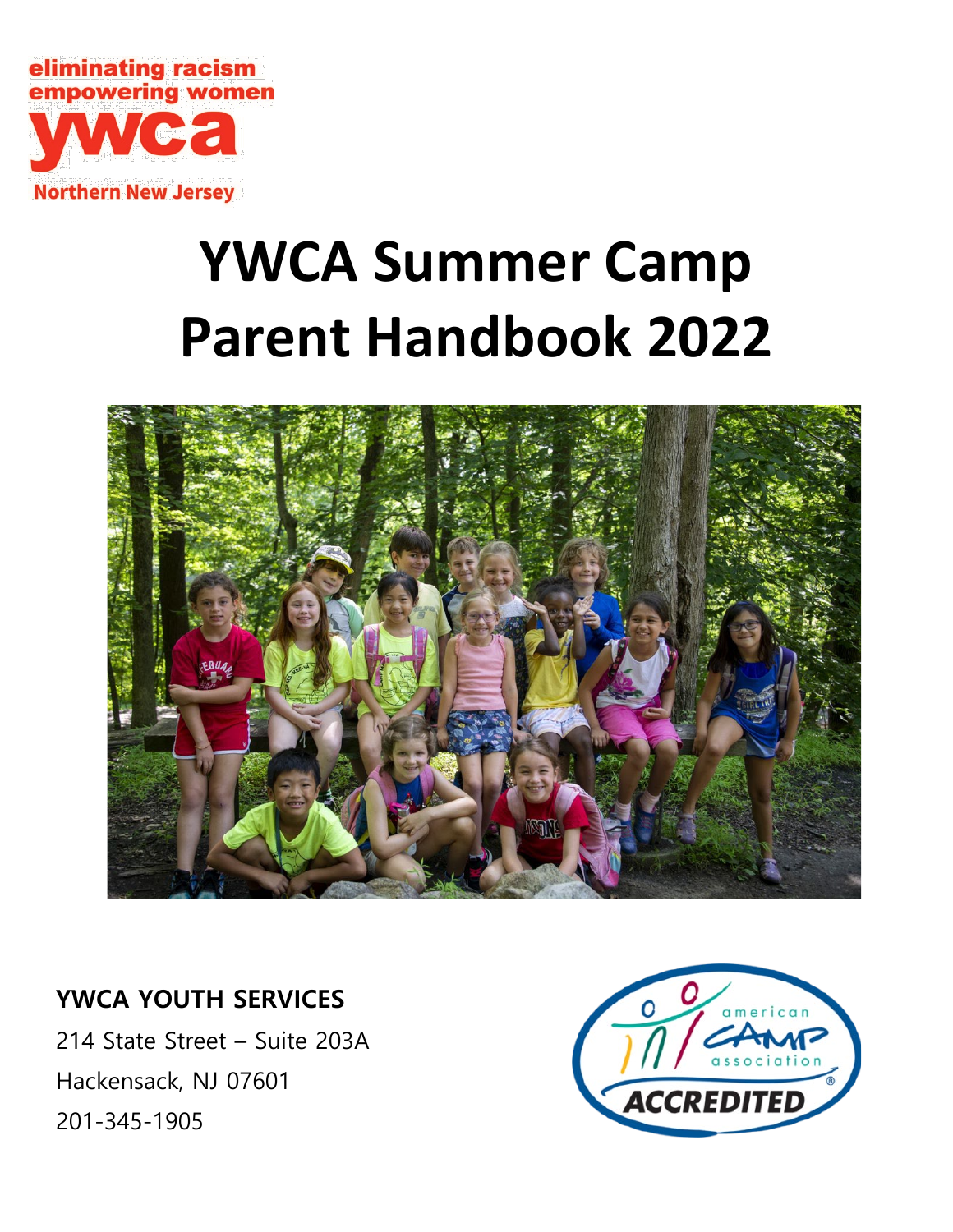eliminating racism
empowering women
ywca
Northern New Jersey

# YWCA Summer Camp Parent Handbook 2022

**YWCA YOUTH SERVICES**

214 State Street – Suite 203A

Hackensack, NJ 07601

201-345-1905

american CAMP association ACCREDITED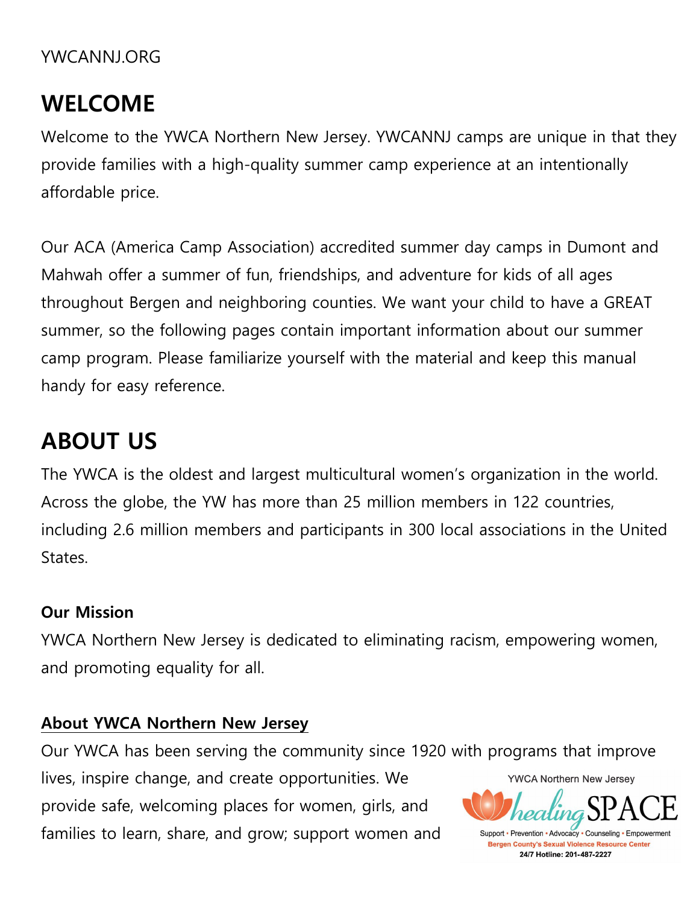YWCANNJ.ORG

# WELCOME

Welcome to the YWCA Northern New Jersey. YWCANNJ camps are unique in that they provide families with a high-quality summer camp experience at an intentionally affordable price.

Our ACA (America Camp Association) accredited summer day camps in Dumont and Mahwah offer a summer of fun, friendships, and adventure for kids of all ages throughout Bergen and neighboring counties. We want your child to have a GREAT summer, so the following pages contain important information about our summer camp program. Please familiarize yourself with the material and keep this manual handy for easy reference.

# ABOUT US

The YWCA is the oldest and largest multicultural women's organization in the world. Across the globe, the YW has more than 25 million members in 122 countries, including 2.6 million members and participants in 300 local associations in the United States.

### Our Mission

YWCA Northern New Jersey is dedicated to eliminating racism, empowering women, and promoting equality for all.

### About YWCA Northern New Jersey

Our YWCA has been serving the community since 1920 with programs that improve lives, inspire change, and create opportunities. We provide safe, welcoming places for women, girls, and families to learn, share, and grow; support women and

YWCA Northern New Jersey
healing SPACE
Support • Prevention • Advocacy • Counseling • Empowerment
Bergen County's Sexual Violence Resource Center
24/7 Hotline: 201-487-2227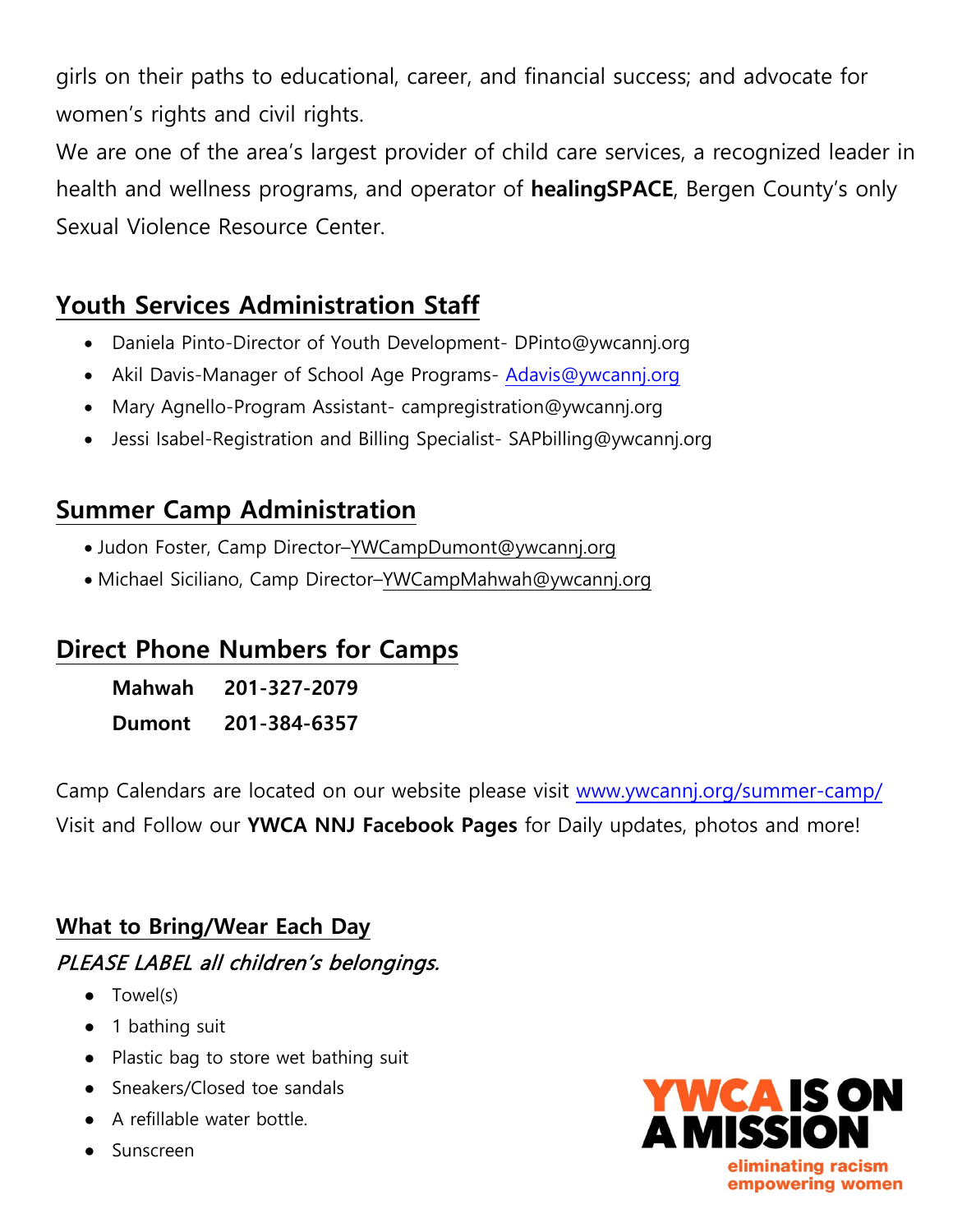girls on their paths to educational, career, and financial success; and advocate for women's rights and civil rights.

We are one of the area's largest provider of child care services, a recognized leader in health and wellness programs, and operator of **healingSPACE**, Bergen County's only Sexual Violence Resource Center.

## Youth Services Administration Staff

- Daniela Pinto-Director of Youth Development- DPinto@ywcannj.org
- Akil Davis-Manager of School Age Programs- Adavis@ywcannj.org
- Mary Agnello-Program Assistant- campregistration@ywcannj.org
- Jessi Isabel-Registration and Billing Specialist- SAPbilling@ywcannj.org

## Summer Camp Administration

- Judon Foster, Camp Director–YWCampDumont@ywcannj.org
- Michael Siciliano, Camp Director–YWCampMahwah@ywcannj.org

## Direct Phone Numbers for Camps

| | |
|---|---|
| **Mahwah** | **201-327-2079** |
| **Dumont** | **201-384-6357** |

Camp Calendars are located on our website please visit www.ywcannj.org/summer-camp/
Visit and Follow our **YWCA NNJ Facebook Pages** for Daily updates, photos and more!

## What to Bring/Wear Each Day

*PLEASE LABEL all children's belongings.*

- Towel(s)
- 1 bathing suit
- Plastic bag to store wet bathing suit
- Sneakers/Closed toe sandals
- A refillable water bottle.
- Sunscreen

YWCA IS ON A MISSION
eliminating racism
empowering women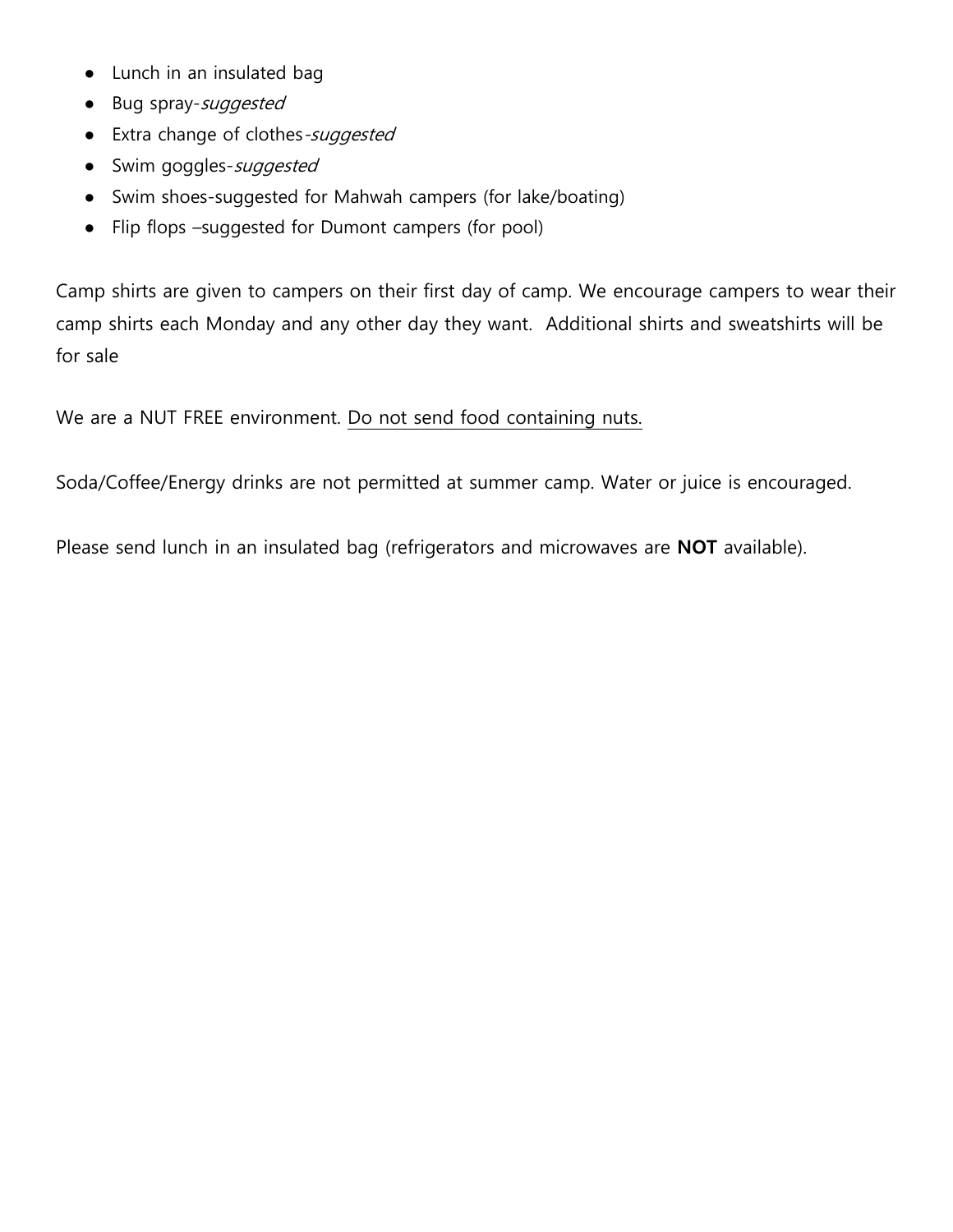- Lunch in an insulated bag
- Bug spray-*suggested*
- Extra change of clothes-*suggested*
- Swim goggles-*suggested*
- Swim shoes-suggested for Mahwah campers (for lake/boating)
- Flip flops –suggested for Dumont campers (for pool)

Camp shirts are given to campers on their first day of camp. We encourage campers to wear their camp shirts each Monday and any other day they want.  Additional shirts and sweatshirts will be for sale

We are a NUT FREE environment. <u>Do not send food containing nuts.</u>

Soda/Coffee/Energy drinks are not permitted at summer camp. Water or juice is encouraged.

Please send lunch in an insulated bag (refrigerators and microwaves are **NOT** available).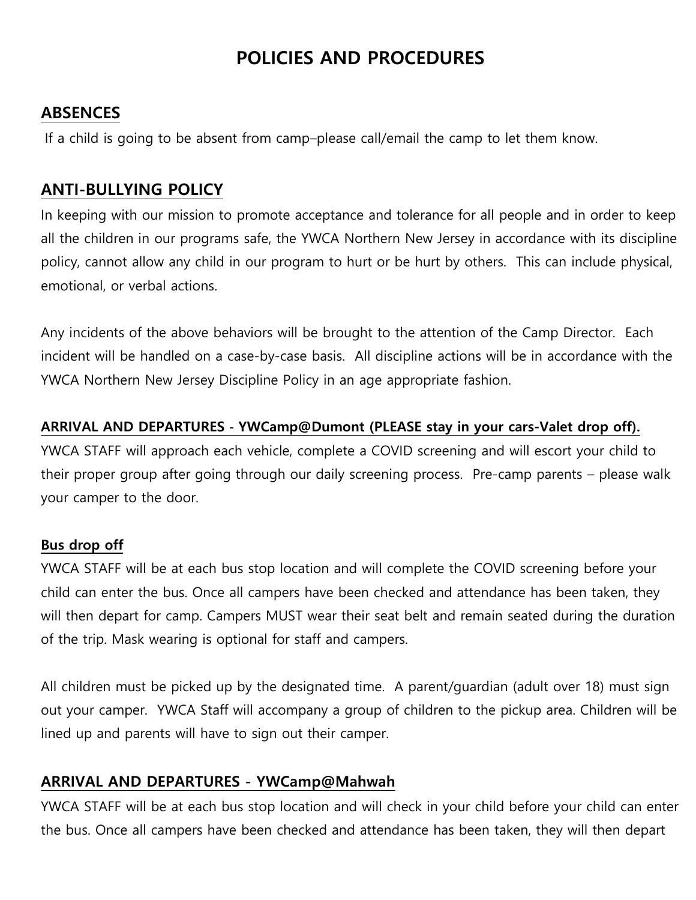# POLICIES AND PROCEDURES

## ABSENCES

If a child is going to be absent from camp–please call/email the camp to let them know.

## ANTI-BULLYING POLICY

In keeping with our mission to promote acceptance and tolerance for all people and in order to keep all the children in our programs safe, the YWCA Northern New Jersey in accordance with its discipline policy, cannot allow any child in our program to hurt or be hurt by others. This can include physical, emotional, or verbal actions.

Any incidents of the above behaviors will be brought to the attention of the Camp Director. Each incident will be handled on a case-by-case basis. All discipline actions will be in accordance with the YWCA Northern New Jersey Discipline Policy in an age appropriate fashion.

**ARRIVAL AND DEPARTURES - YWCamp@Dumont (PLEASE stay in your cars-Valet drop off).**

YWCA STAFF will approach each vehicle, complete a COVID screening and will escort your child to their proper group after going through our daily screening process. Pre-camp parents – please walk your camper to the door.

**Bus drop off**

YWCA STAFF will be at each bus stop location and will complete the COVID screening before your child can enter the bus. Once all campers have been checked and attendance has been taken, they will then depart for camp. Campers MUST wear their seat belt and remain seated during the duration of the trip. Mask wearing is optional for staff and campers.

All children must be picked up by the designated time. A parent/guardian (adult over 18) must sign out your camper. YWCA Staff will accompany a group of children to the pickup area. Children will be lined up and parents will have to sign out their camper.

## ARRIVAL AND DEPARTURES - YWCamp@Mahwah

YWCA STAFF will be at each bus stop location and will check in your child before your child can enter the bus. Once all campers have been checked and attendance has been taken, they will then depart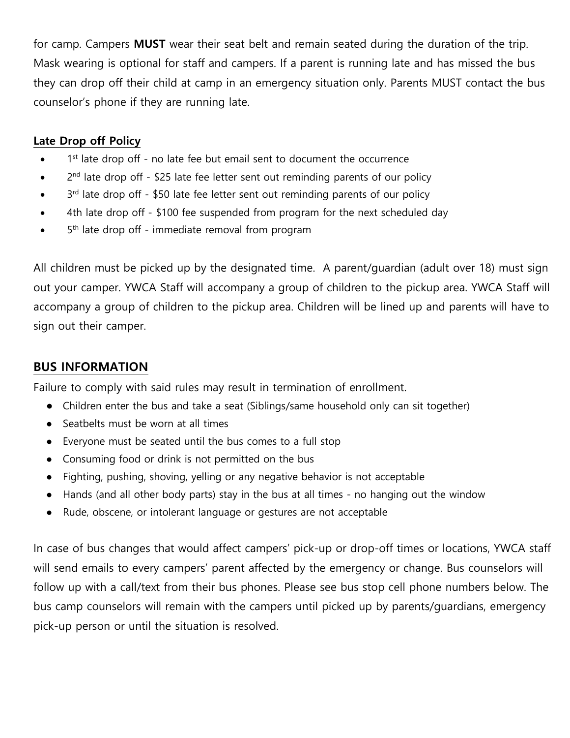for camp. Campers **MUST** wear their seat belt and remain seated during the duration of the trip. Mask wearing is optional for staff and campers. If a parent is running late and has missed the bus they can drop off their child at camp in an emergency situation only. Parents MUST contact the bus counselor's phone if they are running late.

**Late Drop off Policy**

- 1st late drop off - no late fee but email sent to document the occurrence
- 2nd late drop off - $25 late fee letter sent out reminding parents of our policy
- 3rd late drop off - $50 late fee letter sent out reminding parents of our policy
- 4th late drop off - $100 fee suspended from program for the next scheduled day
- 5th late drop off - immediate removal from program

All children must be picked up by the designated time.  A parent/guardian (adult over 18) must sign out your camper. YWCA Staff will accompany a group of children to the pickup area. YWCA Staff will accompany a group of children to the pickup area. Children will be lined up and parents will have to sign out their camper.

## BUS INFORMATION

Failure to comply with said rules may result in termination of enrollment.

- Children enter the bus and take a seat (Siblings/same household only can sit together)
- Seatbelts must be worn at all times
- Everyone must be seated until the bus comes to a full stop
- Consuming food or drink is not permitted on the bus
- Fighting, pushing, shoving, yelling or any negative behavior is not acceptable
- Hands (and all other body parts) stay in the bus at all times - no hanging out the window
- Rude, obscene, or intolerant language or gestures are not acceptable

In case of bus changes that would affect campers' pick-up or drop-off times or locations, YWCA staff will send emails to every campers' parent affected by the emergency or change. Bus counselors will follow up with a call/text from their bus phones. Please see bus stop cell phone numbers below. The bus camp counselors will remain with the campers until picked up by parents/guardians, emergency pick-up person or until the situation is resolved.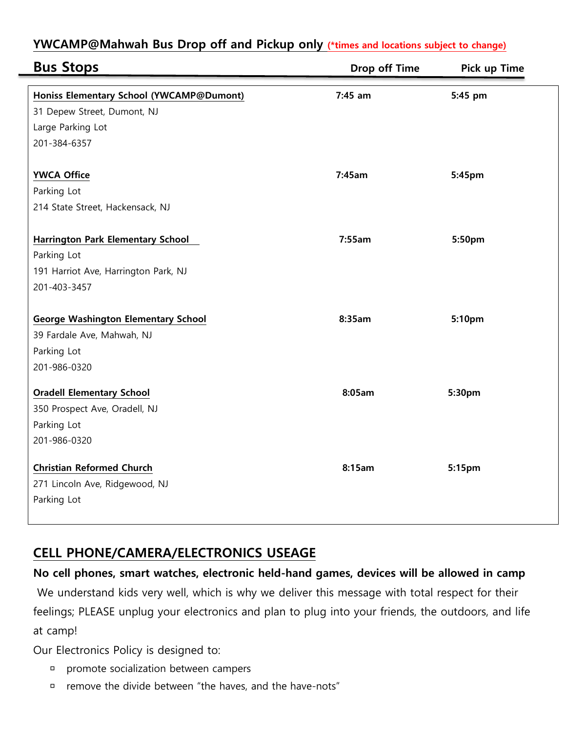## YWCAMP@Mahwah Bus Drop off and Pickup only (*times and locations subject to change)

| Bus Stops | Drop off Time | Pick up Time |
|---|---|---|
| **Honiss Elementary School (YWCAMP@Dumont)**<br>31 Depew Street, Dumont, NJ<br>Large Parking Lot<br>201-384-6357 | 7:45 am | 5:45 pm |
| **YWCA Office**<br>Parking Lot<br>214 State Street, Hackensack, NJ | 7:45am | 5:45pm |
| **Harrington Park Elementary School**<br>Parking Lot<br>191 Harriot Ave, Harrington Park, NJ<br>201-403-3457 | 7:55am | 5:50pm |
| **George Washington Elementary School**<br>39 Fardale Ave, Mahwah, NJ<br>Parking Lot<br>201-986-0320 | 8:35am | 5:10pm |
| **Oradell Elementary School**<br>350 Prospect Ave, Oradell, NJ<br>Parking Lot<br>201-986-0320 | 8:05am | 5:30pm |
| **Christian Reformed Church**<br>271 Lincoln Ave, Ridgewood, NJ<br>Parking Lot | 8:15am | 5:15pm |

## CELL PHONE/CAMERA/ELECTRONICS USEAGE

**No cell phones, smart watches, electronic held-hand games, devices will be allowed in camp**

We understand kids very well, which is why we deliver this message with total respect for their feelings; PLEASE unplug your electronics and plan to plug into your friends, the outdoors, and life at camp!

Our Electronics Policy is designed to:

- promote socialization between campers
- remove the divide between "the haves, and the have-nots"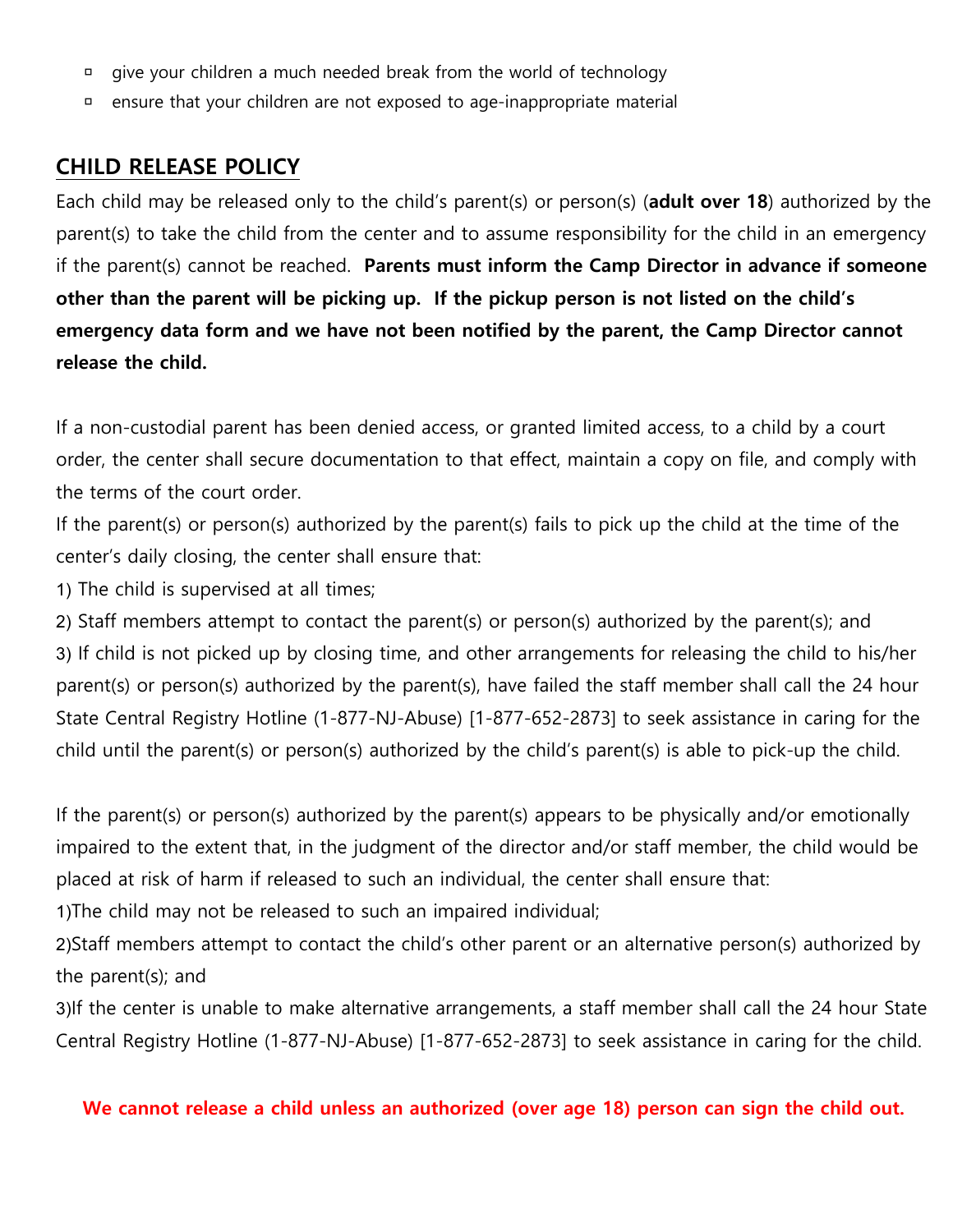- give your children a much needed break from the world of technology
- ensure that your children are not exposed to age-inappropriate material

## CHILD RELEASE POLICY

Each child may be released only to the child's parent(s) or person(s) (**adult over 18**) authorized by the parent(s) to take the child from the center and to assume responsibility for the child in an emergency if the parent(s) cannot be reached. **Parents must inform the Camp Director in advance if someone other than the parent will be picking up. If the pickup person is not listed on the child's emergency data form and we have not been notified by the parent, the Camp Director cannot release the child.**

If a non-custodial parent has been denied access, or granted limited access, to a child by a court order, the center shall secure documentation to that effect, maintain a copy on file, and comply with the terms of the court order.

If the parent(s) or person(s) authorized by the parent(s) fails to pick up the child at the time of the center's daily closing, the center shall ensure that:

1) The child is supervised at all times;
2) Staff members attempt to contact the parent(s) or person(s) authorized by the parent(s); and
3) If child is not picked up by closing time, and other arrangements for releasing the child to his/her parent(s) or person(s) authorized by the parent(s), have failed the staff member shall call the 24 hour State Central Registry Hotline (1-877-NJ-Abuse) [1-877-652-2873] to seek assistance in caring for the child until the parent(s) or person(s) authorized by the child's parent(s) is able to pick-up the child.

If the parent(s) or person(s) authorized by the parent(s) appears to be physically and/or emotionally impaired to the extent that, in the judgment of the director and/or staff member, the child would be placed at risk of harm if released to such an individual, the center shall ensure that:

1) The child may not be released to such an impaired individual;
2) Staff members attempt to contact the child's other parent or an alternative person(s) authorized by the parent(s); and
3) If the center is unable to make alternative arrangements, a staff member shall call the 24 hour State Central Registry Hotline (1-877-NJ-Abuse) [1-877-652-2873] to seek assistance in caring for the child.

**We cannot release a child unless an authorized (over age 18) person can sign the child out.**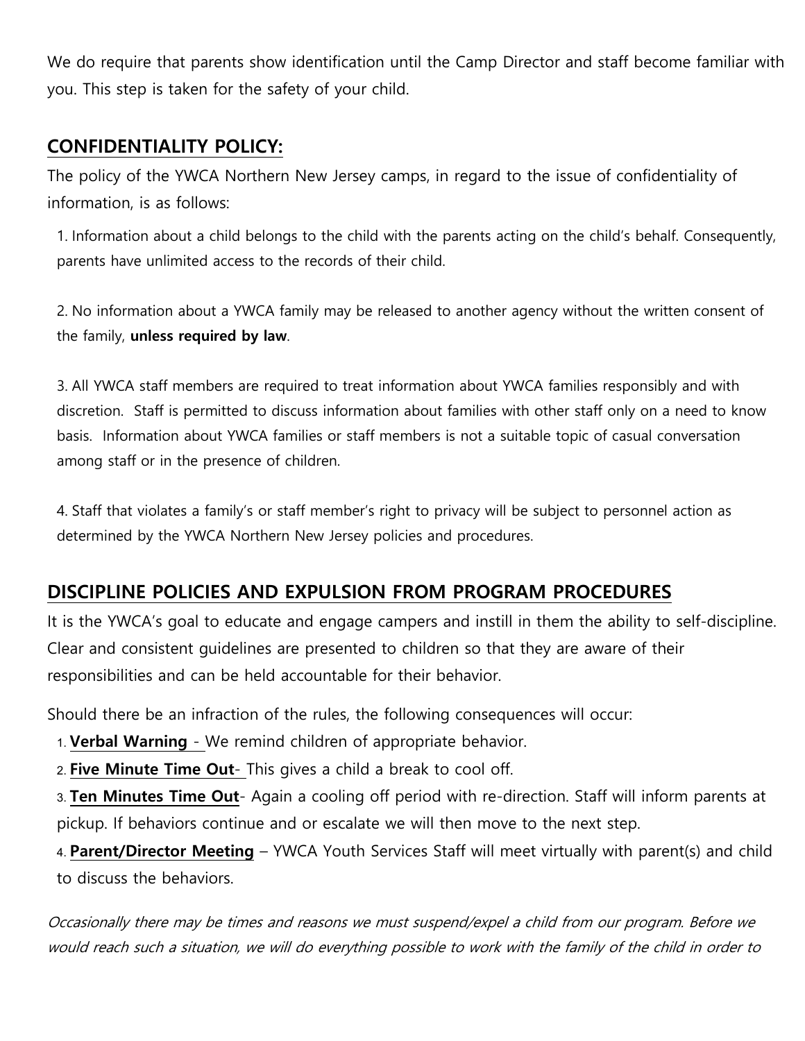We do require that parents show identification until the Camp Director and staff become familiar with you. This step is taken for the safety of your child.

## CONFIDENTIALITY POLICY:

The policy of the YWCA Northern New Jersey camps, in regard to the issue of confidentiality of information, is as follows:

1. Information about a child belongs to the child with the parents acting on the child's behalf. Consequently, parents have unlimited access to the records of their child.

2. No information about a YWCA family may be released to another agency without the written consent of the family, **unless required by law**.

3. All YWCA staff members are required to treat information about YWCA families responsibly and with discretion. Staff is permitted to discuss information about families with other staff only on a need to know basis. Information about YWCA families or staff members is not a suitable topic of casual conversation among staff or in the presence of children.

4. Staff that violates a family's or staff member's right to privacy will be subject to personnel action as determined by the YWCA Northern New Jersey policies and procedures.

## DISCIPLINE POLICIES AND EXPULSION FROM PROGRAM PROCEDURES

It is the YWCA's goal to educate and engage campers and instill in them the ability to self-discipline. Clear and consistent guidelines are presented to children so that they are aware of their responsibilities and can be held accountable for their behavior.

Should there be an infraction of the rules, the following consequences will occur:

1. **Verbal Warning** - We remind children of appropriate behavior.
2. **Five Minute Time Out**- This gives a child a break to cool off.
3. **Ten Minutes Time Out**- Again a cooling off period with re-direction. Staff will inform parents at pickup. If behaviors continue and or escalate we will then move to the next step.
4. **Parent/Director Meeting** – YWCA Youth Services Staff will meet virtually with parent(s) and child to discuss the behaviors.

*Occasionally there may be times and reasons we must suspend/expel a child from our program. Before we would reach such a situation, we will do everything possible to work with the family of the child in order to*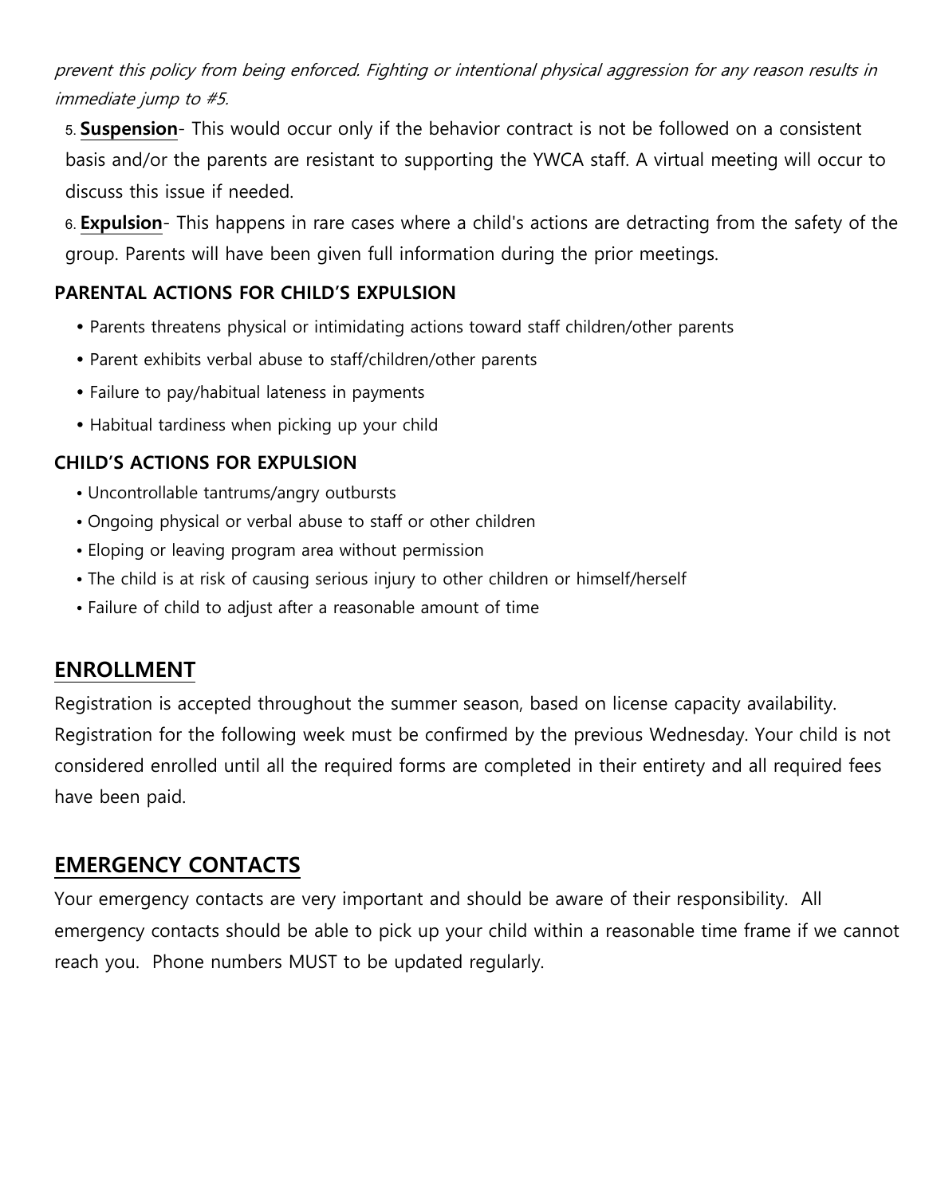*prevent this policy from being enforced. Fighting or intentional physical aggression for any reason results in immediate jump to #5.*

5. **Suspension**- This would occur only if the behavior contract is not be followed on a consistent basis and/or the parents are resistant to supporting the YWCA staff. A virtual meeting will occur to discuss this issue if needed.
6. **Expulsion**- This happens in rare cases where a child's actions are detracting from the safety of the group. Parents will have been given full information during the prior meetings.

### PARENTAL ACTIONS FOR CHILD'S EXPULSION

- Parents threatens physical or intimidating actions toward staff children/other parents
- Parent exhibits verbal abuse to staff/children/other parents
- Failure to pay/habitual lateness in payments
- Habitual tardiness when picking up your child

### CHILD'S ACTIONS FOR EXPULSION

- Uncontrollable tantrums/angry outbursts
- Ongoing physical or verbal abuse to staff or other children
- Eloping or leaving program area without permission
- The child is at risk of causing serious injury to other children or himself/herself
- Failure of child to adjust after a reasonable amount of time

## ENROLLMENT

Registration is accepted throughout the summer season, based on license capacity availability. Registration for the following week must be confirmed by the previous Wednesday. Your child is not considered enrolled until all the required forms are completed in their entirety and all required fees have been paid.

## EMERGENCY CONTACTS

Your emergency contacts are very important and should be aware of their responsibility. All emergency contacts should be able to pick up your child within a reasonable time frame if we cannot reach you. Phone numbers MUST to be updated regularly.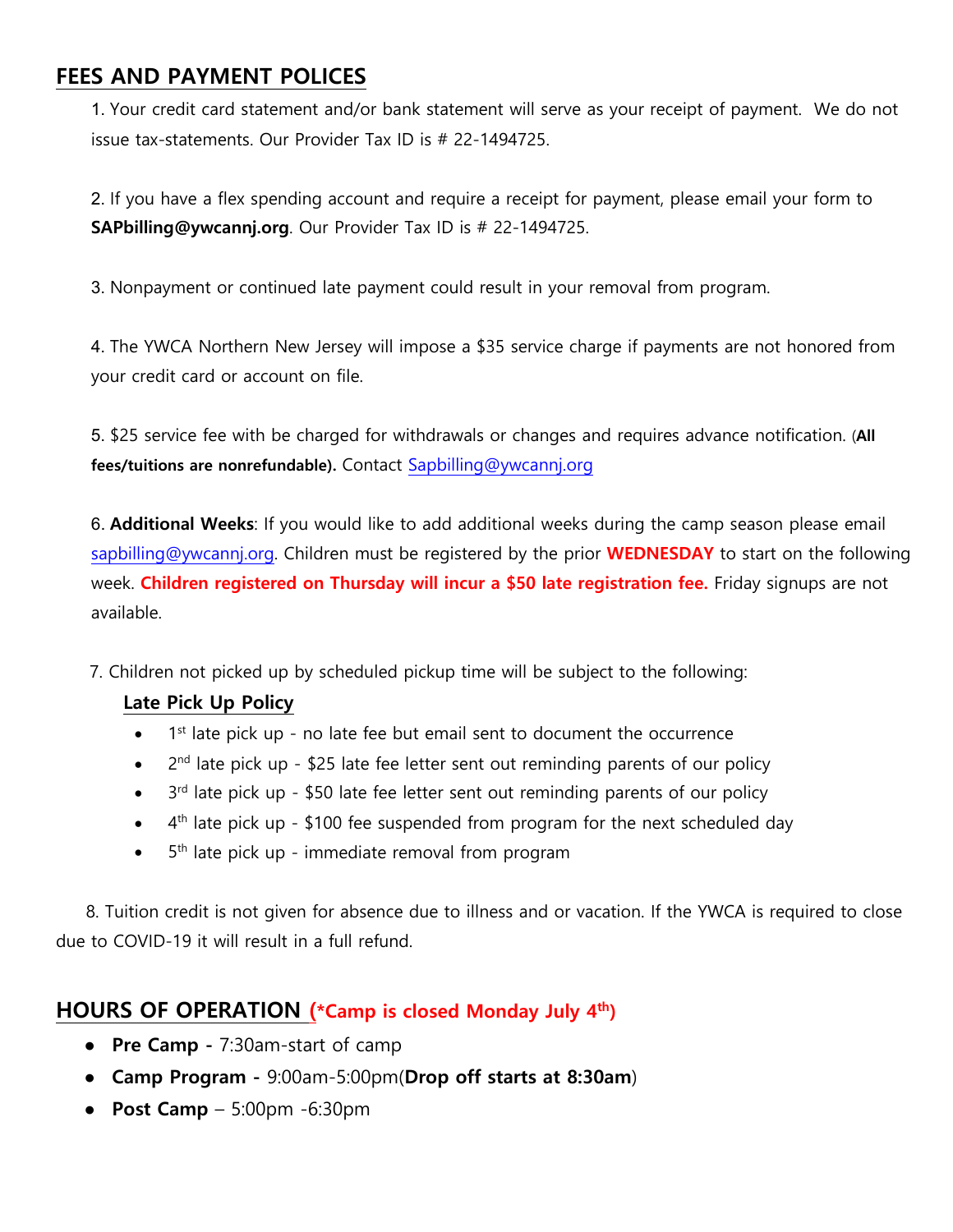## FEES AND PAYMENT POLICES

1. Your credit card statement and/or bank statement will serve as your receipt of payment. We do not issue tax-statements. Our Provider Tax ID is # 22-1494725.

2. If you have a flex spending account and require a receipt for payment, please email your form to **SAPbilling@ywcannj.org**. Our Provider Tax ID is # 22-1494725.

3. Nonpayment or continued late payment could result in your removal from program.

4. The YWCA Northern New Jersey will impose a $35 service charge if payments are not honored from your credit card or account on file.

5. $25 service fee with be charged for withdrawals or changes and requires advance notification. (**All fees/tuitions are nonrefundable).** Contact Sapbilling@ywcannj.org

6. **Additional Weeks**: If you would like to add additional weeks during the camp season please email sapbilling@ywcannj.org. Children must be registered by the prior **WEDNESDAY** to start on the following week. **Children registered on Thursday will incur a $50 late registration fee.** Friday signups are not available.

7. Children not picked up by scheduled pickup time will be subject to the following:

**Late Pick Up Policy**

- 1st late pick up - no late fee but email sent to document the occurrence
- 2nd late pick up - $25 late fee letter sent out reminding parents of our policy
- 3rd late pick up - $50 late fee letter sent out reminding parents of our policy
- 4th late pick up - $100 fee suspended from program for the next scheduled day
- 5th late pick up - immediate removal from program

8. Tuition credit is not given for absence due to illness and or vacation. If the YWCA is required to close due to COVID-19 it will result in a full refund.

## HOURS OF OPERATION (*Camp is closed Monday July 4th)

- **Pre Camp -** 7:30am-start of camp
- **Camp Program -** 9:00am-5:00pm(**Drop off starts at 8:30am**)
- **Post Camp** – 5:00pm -6:30pm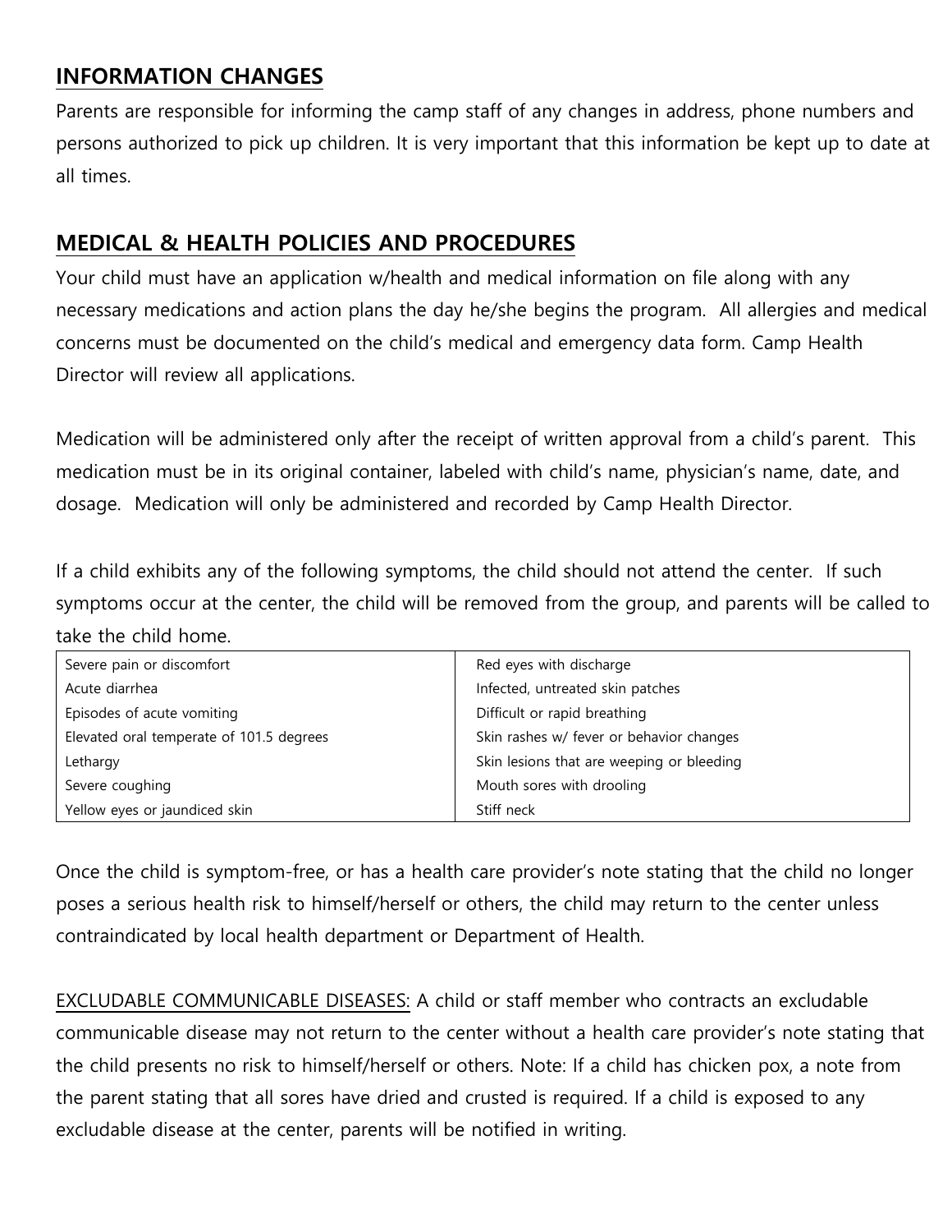## INFORMATION CHANGES

Parents are responsible for informing the camp staff of any changes in address, phone numbers and persons authorized to pick up children. It is very important that this information be kept up to date at all times.

## MEDICAL & HEALTH POLICIES AND PROCEDURES

Your child must have an application w/health and medical information on file along with any necessary medications and action plans the day he/she begins the program. All allergies and medical concerns must be documented on the child's medical and emergency data form. Camp Health Director will review all applications.

Medication will be administered only after the receipt of written approval from a child's parent. This medication must be in its original container, labeled with child's name, physician's name, date, and dosage. Medication will only be administered and recorded by Camp Health Director.

If a child exhibits any of the following symptoms, the child should not attend the center. If such symptoms occur at the center, the child will be removed from the group, and parents will be called to take the child home.

| | |
|---|---|
| Severe pain or discomfort | Red eyes with discharge |
| Acute diarrhea | Infected, untreated skin patches |
| Episodes of acute vomiting | Difficult or rapid breathing |
| Elevated oral temperate of 101.5 degrees | Skin rashes w/ fever or behavior changes |
| Lethargy | Skin lesions that are weeping or bleeding |
| Severe coughing | Mouth sores with drooling |
| Yellow eyes or jaundiced skin | Stiff neck |

Once the child is symptom-free, or has a health care provider's note stating that the child no longer poses a serious health risk to himself/herself or others, the child may return to the center unless contraindicated by local health department or Department of Health.

<u>EXCLUDABLE COMMUNICABLE DISEASES:</u> A child or staff member who contracts an excludable communicable disease may not return to the center without a health care provider's note stating that the child presents no risk to himself/herself or others. Note: If a child has chicken pox, a note from the parent stating that all sores have dried and crusted is required. If a child is exposed to any excludable disease at the center, parents will be notified in writing.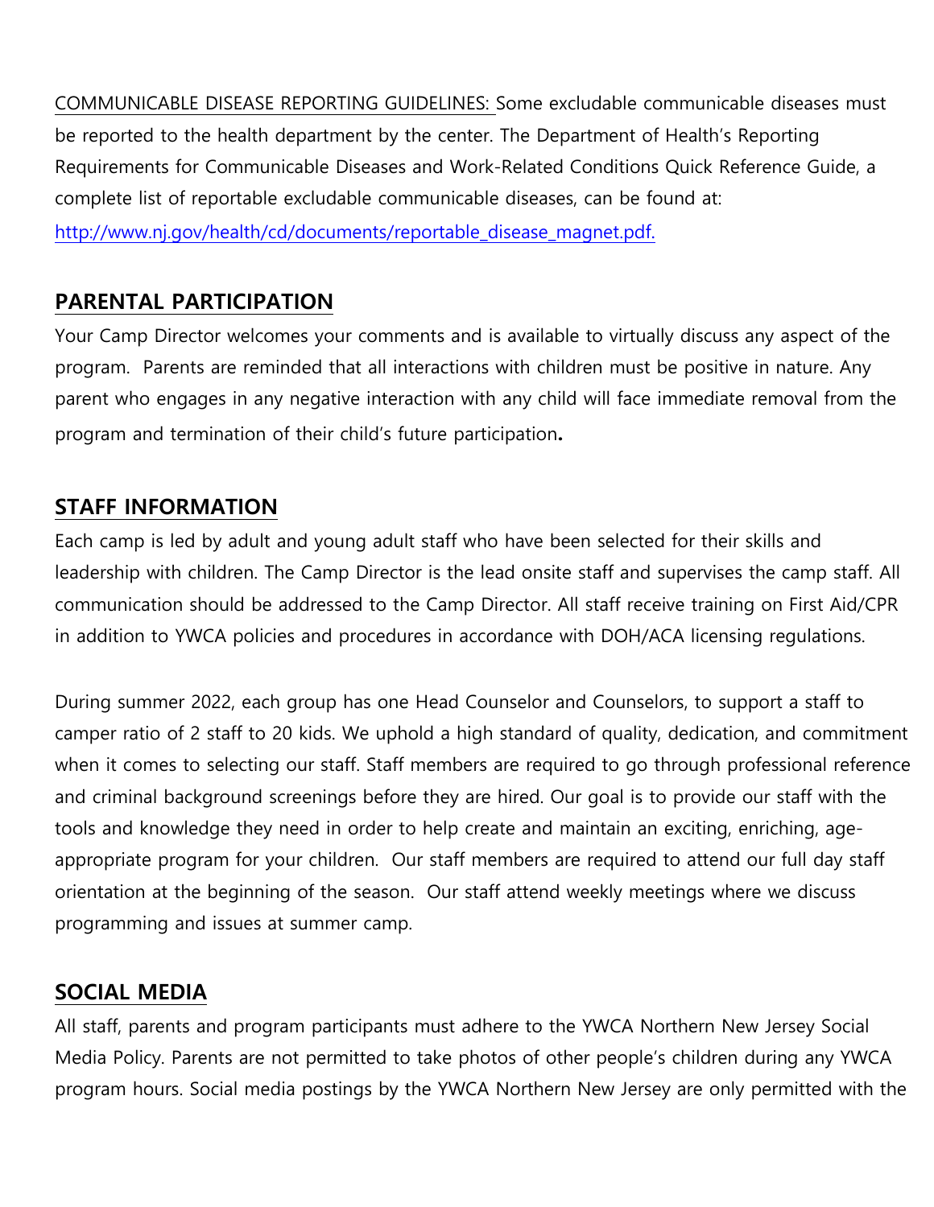COMMUNICABLE DISEASE REPORTING GUIDELINES: Some excludable communicable diseases must be reported to the health department by the center. The Department of Health's Reporting Requirements for Communicable Diseases and Work-Related Conditions Quick Reference Guide, a complete list of reportable excludable communicable diseases, can be found at: [http://www.nj.gov/health/cd/documents/reportable_disease_magnet.pdf.](http://www.nj.gov/health/cd/documents/reportable_disease_magnet.pdf)

## PARENTAL PARTICIPATION

Your Camp Director welcomes your comments and is available to virtually discuss any aspect of the program. Parents are reminded that all interactions with children must be positive in nature. Any parent who engages in any negative interaction with any child will face immediate removal from the program and termination of their child's future participation**.**

## STAFF INFORMATION

Each camp is led by adult and young adult staff who have been selected for their skills and leadership with children. The Camp Director is the lead onsite staff and supervises the camp staff. All communication should be addressed to the Camp Director. All staff receive training on First Aid/CPR in addition to YWCA policies and procedures in accordance with DOH/ACA licensing regulations.

During summer 2022, each group has one Head Counselor and Counselors, to support a staff to camper ratio of 2 staff to 20 kids. We uphold a high standard of quality, dedication, and commitment when it comes to selecting our staff. Staff members are required to go through professional reference and criminal background screenings before they are hired. Our goal is to provide our staff with the tools and knowledge they need in order to help create and maintain an exciting, enriching, age-appropriate program for your children. Our staff members are required to attend our full day staff orientation at the beginning of the season. Our staff attend weekly meetings where we discuss programming and issues at summer camp.

## SOCIAL MEDIA

All staff, parents and program participants must adhere to the YWCA Northern New Jersey Social Media Policy. Parents are not permitted to take photos of other people's children during any YWCA program hours. Social media postings by the YWCA Northern New Jersey are only permitted with the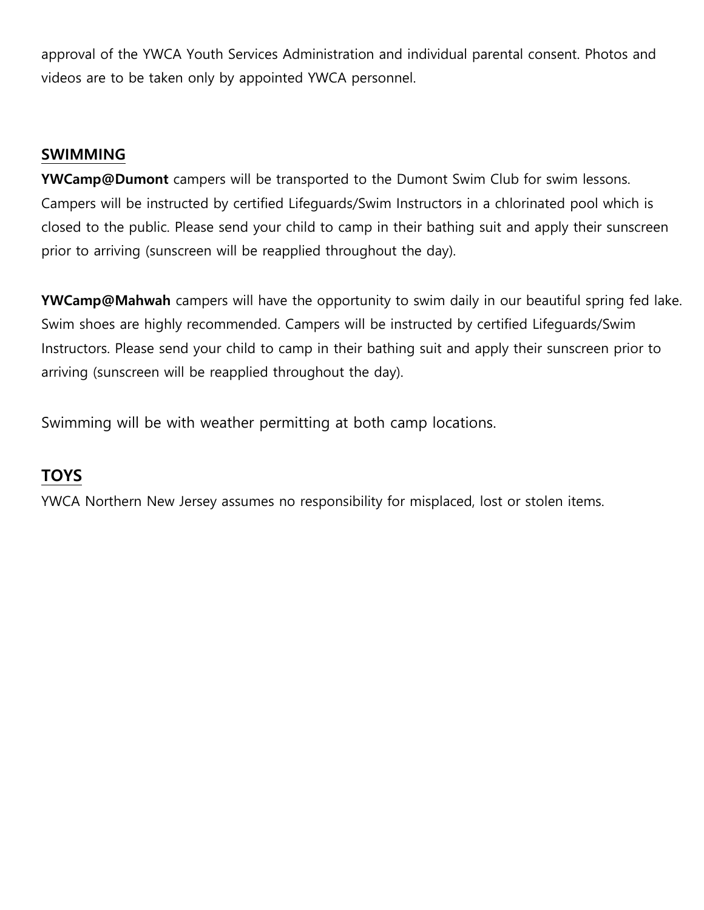approval of the YWCA Youth Services Administration and individual parental consent. Photos and videos are to be taken only by appointed YWCA personnel.

## SWIMMING

**YWCamp@Dumont** campers will be transported to the Dumont Swim Club for swim lessons. Campers will be instructed by certified Lifeguards/Swim Instructors in a chlorinated pool which is closed to the public. Please send your child to camp in their bathing suit and apply their sunscreen prior to arriving (sunscreen will be reapplied throughout the day).

**YWCamp@Mahwah** campers will have the opportunity to swim daily in our beautiful spring fed lake. Swim shoes are highly recommended. Campers will be instructed by certified Lifeguards/Swim Instructors. Please send your child to camp in their bathing suit and apply their sunscreen prior to arriving (sunscreen will be reapplied throughout the day).

Swimming will be with weather permitting at both camp locations.

## TOYS

YWCA Northern New Jersey assumes no responsibility for misplaced, lost or stolen items.